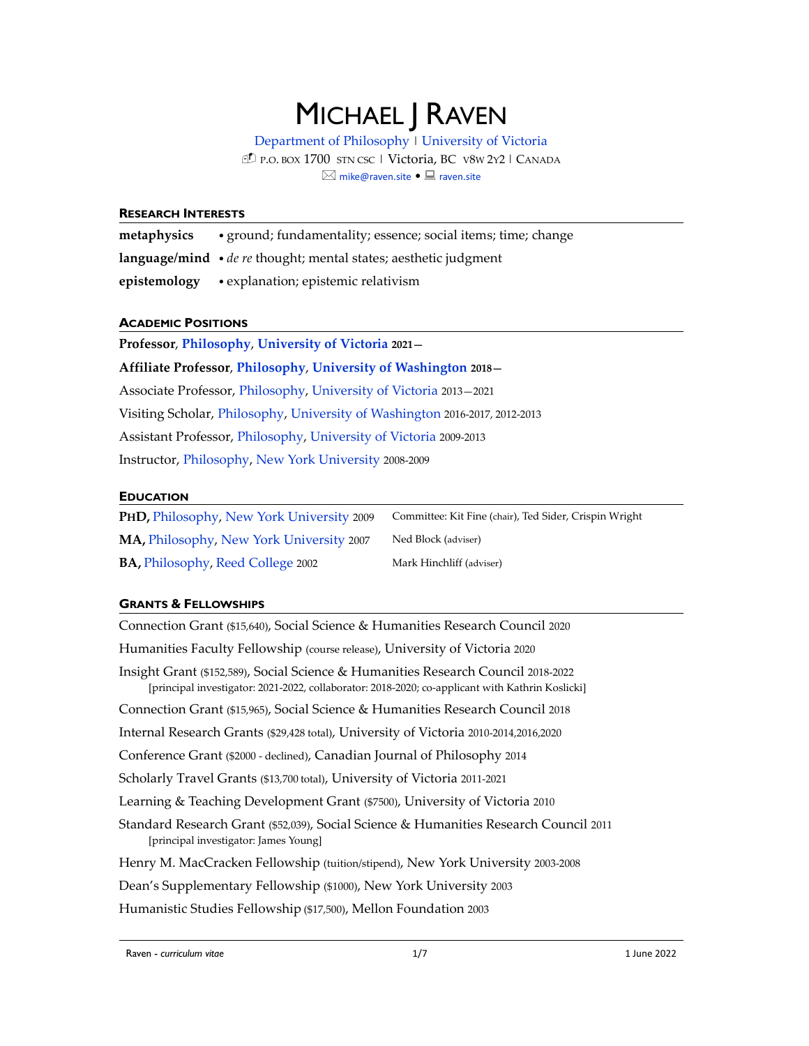# Michael J Raven

Department of Philosophy | University of Victoria

P.O. BOX 1700 STN CSC | Victoria, BC V8W 2Y2 | CANADA

mike@raven.site • raven.site

## Research Interests

**metaphysics** • ground; fundamentality; essence; social items; time; change

**language/mind** • *de re* thought; mental states; aesthetic judgment

**epistemology** • explanation; epistemic relativism

## Academic Positions

**Professor**, **Philosophy**, **University of Victoria** **2021—**

**Affiliate Professor**, **Philosophy**, **University of Washington** **2018—**

Associate Professor, Philosophy, University of Victoria 2013—2021

Visiting Scholar, Philosophy, University of Washington 2016-2017, 2012-2013

Assistant Professor, Philosophy, University of Victoria 2009-2013

Instructor, Philosophy, New York University 2008-2009

## Education

| | |
|---|---|
| **PhD,** Philosophy, New York University 2009 | Committee: Kit Fine (chair), Ted Sider, Crispin Wright |
| **MA,** Philosophy, New York University 2007 | Ned Block (adviser) |
| **BA,** Philosophy, Reed College 2002 | Mark Hinchliff (adviser) |

## Grants & Fellowships

Connection Grant ($15,640), Social Science & Humanities Research Council 2020

Humanities Faculty Fellowship (course release), University of Victoria 2020

Insight Grant ($152,589), Social Science & Humanities Research Council 2018-2022
 [principal investigator: 2021-2022, collaborator: 2018-2020; co-applicant with Kathrin Koslicki]

Connection Grant ($15,965), Social Science & Humanities Research Council 2018

Internal Research Grants ($29,428 total), University of Victoria 2010-2014,2016,2020

Conference Grant ($2000 - declined), Canadian Journal of Philosophy 2014

Scholarly Travel Grants ($13,700 total), University of Victoria 2011-2021

Learning & Teaching Development Grant ($7500), University of Victoria 2010

Standard Research Grant ($52,039), Social Science & Humanities Research Council 2011
 [principal investigator: James Young]

Henry M. MacCracken Fellowship (tuition/stipend), New York University 2003-2008

Dean's Supplementary Fellowship ($1000), New York University 2003

Humanistic Studies Fellowship ($17,500), Mellon Foundation 2003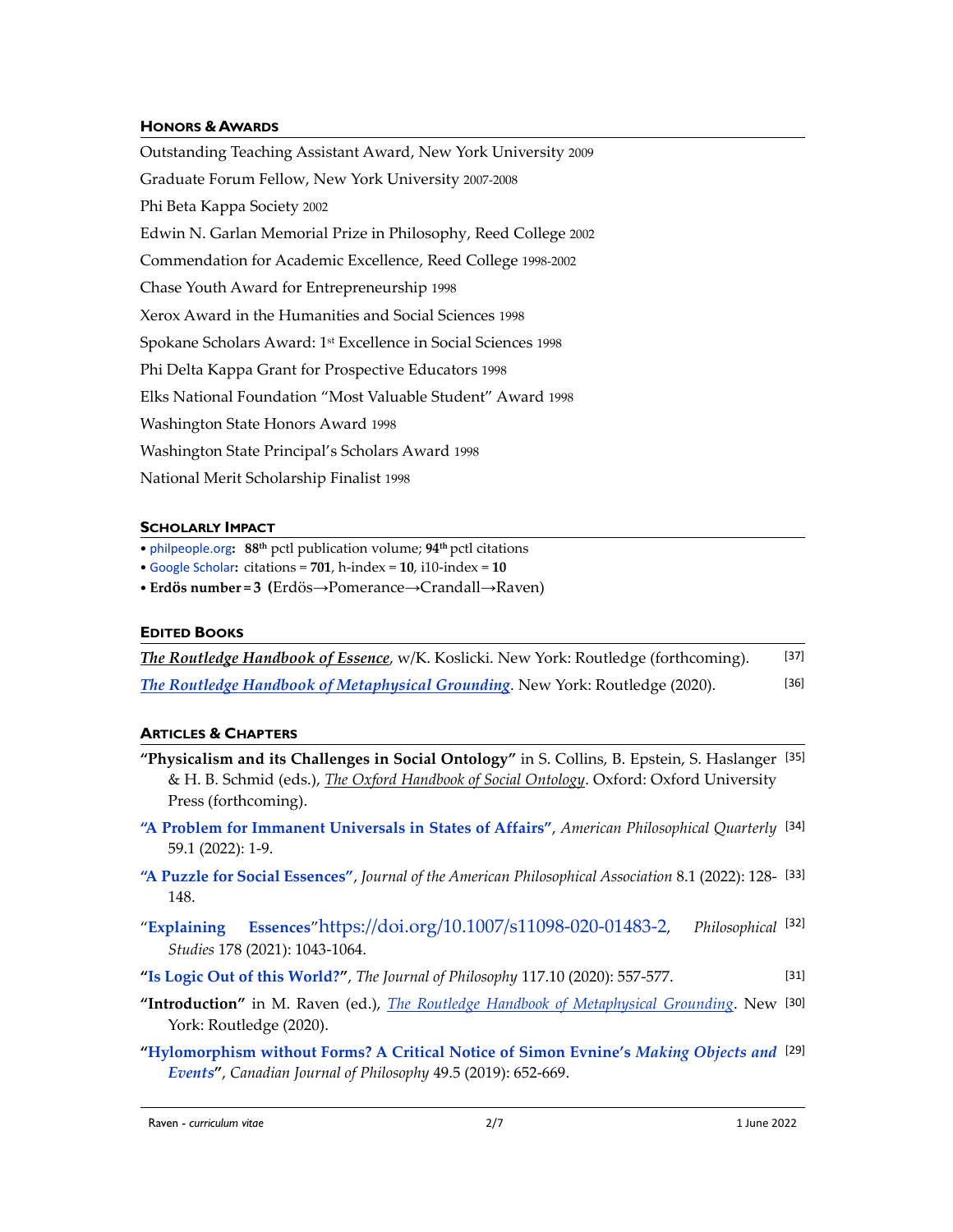## Honors & Awards

Outstanding Teaching Assistant Award, New York University 2009

Graduate Forum Fellow, New York University 2007-2008

Phi Beta Kappa Society 2002

Edwin N. Garlan Memorial Prize in Philosophy, Reed College 2002

Commendation for Academic Excellence, Reed College 1998-2002

Chase Youth Award for Entrepreneurship 1998

Xerox Award in the Humanities and Social Sciences 1998

Spokane Scholars Award: 1st Excellence in Social Sciences 1998

Phi Delta Kappa Grant for Prospective Educators 1998

Elks National Foundation "Most Valuable Student" Award 1998

Washington State Honors Award 1998

Washington State Principal's Scholars Award 1998

National Merit Scholarship Finalist 1998

## Scholarly Impact

- philpeople.org**:** **88th** pctl publication volume; **94th** pctl citations
- Google Scholar**:** citations = **701**, h-index = **10**, i10-index = **10**
- **Erdös number = 3** **(**Erdös→Pomerance→Crandall→Raven)

## Edited Books

***The Routledge Handbook of Essence***, w/K. Koslicki. New York: Routledge (forthcoming). [37]

***The Routledge Handbook of Metaphysical Grounding***. New York: Routledge (2020). [36]

## Articles & Chapters

**"Physicalism and its Challenges in Social Ontology"** in S. Collins, B. Epstein, S. Haslanger & H. B. Schmid (eds.), *The Oxford Handbook of Social Ontology*. Oxford: Oxford University Press (forthcoming). [35]

**"A Problem for Immanent Universals in States of Affairs"**, *American Philosophical Quarterly* 59.1 (2022): 1-9. [34]

**"A Puzzle for Social Essences"**, *Journal of the American Philosophical Association* 8.1 (2022): 128-148. [33]

"**Explaining Essences**"https://doi.org/10.1007/s11098-020-01483-2, *Philosophical Studies* 178 (2021): 1043-1064. [32]

**"Is Logic Out of this World?"**, *The Journal of Philosophy* 117.10 (2020): 557-577. [31]

**"Introduction"** in M. Raven (ed.), *The Routledge Handbook of Metaphysical Grounding*. New York: Routledge (2020). [30]

**"Hylomorphism without Forms? A Critical Notice of Simon Evnine's *Making Objects and Events*"**, *Canadian Journal of Philosophy* 49.5 (2019): 652-669. [29]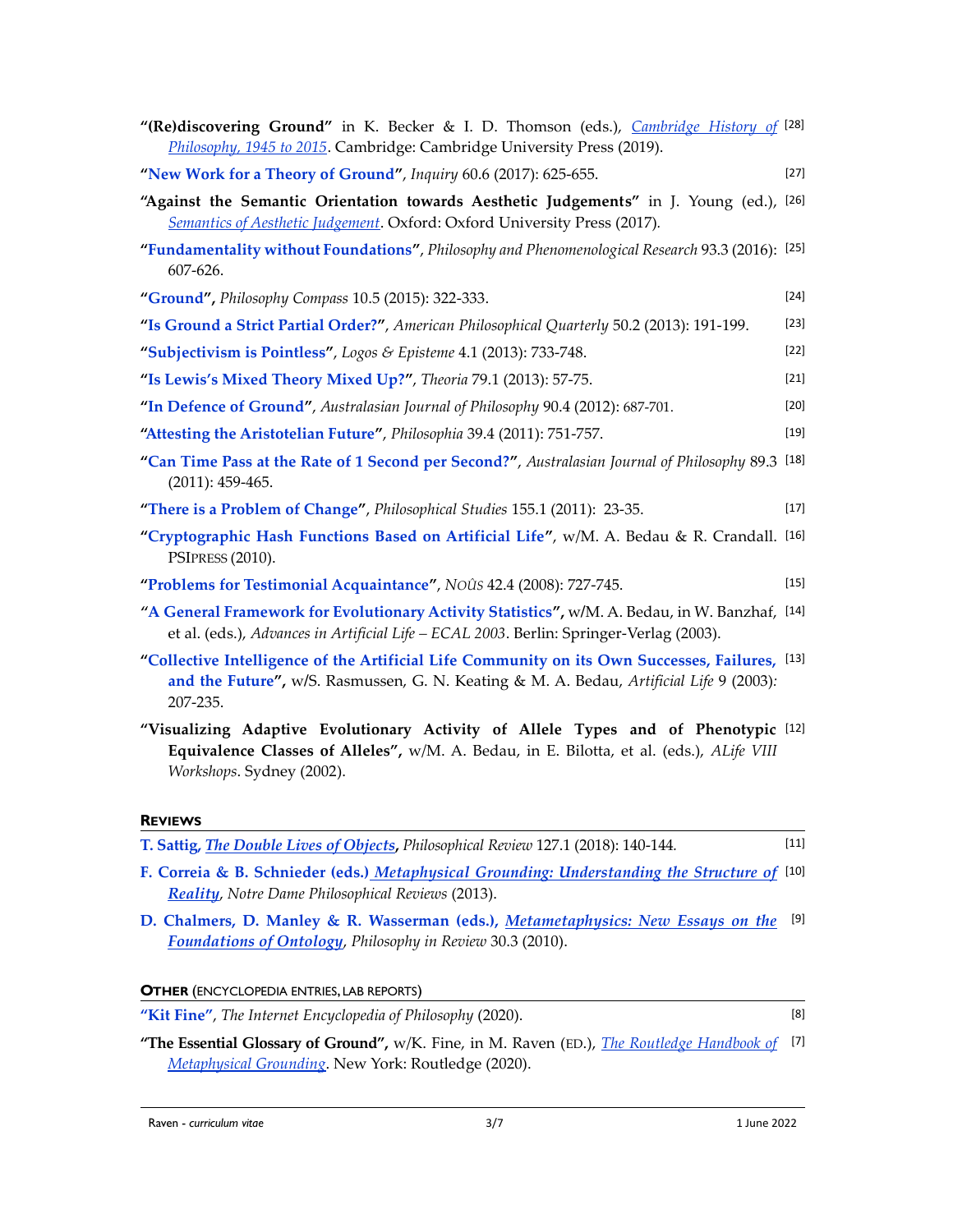**"(Re)discovering Ground"** in K. Becker & I. D. Thomson (eds.), *Cambridge History of Philosophy, 1945 to 2015*. Cambridge: Cambridge University Press (2019). [28]

**"New Work for a Theory of Ground"**, *Inquiry* 60.6 (2017): 625-655. [27]

**"Against the Semantic Orientation towards Aesthetic Judgements"** in J. Young (ed.), *Semantics of Aesthetic Judgement*. Oxford: Oxford University Press (2017). [26]

**"Fundamentality without Foundations"**, *Philosophy and Phenomenological Research* 93.3 (2016): 607-626. [25]

**"Ground",** *Philosophy Compass* 10.5 (2015): 322-333. [24]

**"Is Ground a Strict Partial Order?"**, *American Philosophical Quarterly* 50.2 (2013): 191-199. [23]

**"Subjectivism is Pointless"**, *Logos & Episteme* 4.1 (2013): 733-748. [22]

**"Is Lewis's Mixed Theory Mixed Up?"**, *Theoria* 79.1 (2013): 57-75. [21]

**"In Defence of Ground"**, *Australasian Journal of Philosophy* 90.4 (2012): 687-701. [20]

**"Attesting the Aristotelian Future"**, *Philosophia* 39.4 (2011): 751-757. [19]

**"Can Time Pass at the Rate of 1 Second per Second?"**, *Australasian Journal of Philosophy* 89.3 (2011): 459-465. [18]

**"There is a Problem of Change"**, *Philosophical Studies* 155.1 (2011): 23-35. [17]

**"Cryptographic Hash Functions Based on Artificial Life"**, w/M. A. Bedau & R. Crandall. PSIPRESS (2010). [16]

**"Problems for Testimonial Acquaintance"**, *NOÛS* 42.4 (2008): 727-745. [15]

**"A General Framework for Evolutionary Activity Statistics",** w/M. A. Bedau, in W. Banzhaf, et al. (eds.), *Advances in Artificial Life – ECAL 2003*. Berlin: Springer-Verlag (2003). [14]

**"Collective Intelligence of the Artificial Life Community on its Own Successes, Failures, and the Future",** w/S. Rasmussen, G. N. Keating & M. A. Bedau, *Artificial Life* 9 (2003): 207-235. [13]

**"Visualizing Adaptive Evolutionary Activity of Allele Types and of Phenotypic Equivalence Classes of Alleles",** w/M. A. Bedau, in E. Bilotta, et al. (eds.), *ALife VIII Workshops*. Sydney (2002). [12]

## REVIEWS

**T. Sattig, *The Double Lives of Objects*,** *Philosophical Review* 127.1 (2018): 140-144. [11]

**F. Correia & B. Schnieder (eds.) *Metaphysical Grounding: Understanding the Structure of Reality***, *Notre Dame Philosophical Reviews* (2013). [10]

**D. Chalmers, D. Manley & R. Wasserman (eds.), *Metametaphysics: New Essays on the Foundations of Ontology***, *Philosophy in Review* 30.3 (2010). [9]

## OTHER (ENCYCLOPEDIA ENTRIES, LAB REPORTS)

**"Kit Fine"**, *The Internet Encyclopedia of Philosophy* (2020). [8]

**"The Essential Glossary of Ground",** w/K. Fine, in M. Raven (ED.), *The Routledge Handbook of Metaphysical Grounding*. New York: Routledge (2020). [7]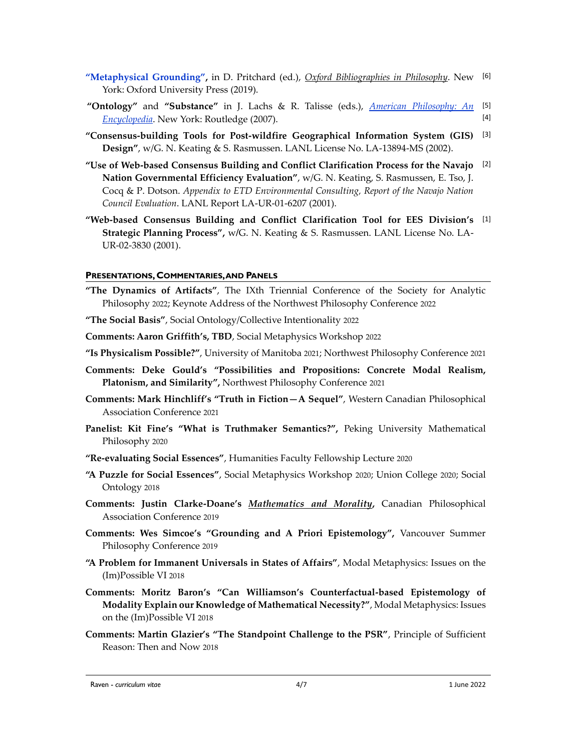**"Metaphysical Grounding",** in D. Pritchard (ed.), *Oxford Bibliographies in Philosophy*. New York: Oxford University Press (2019). [6]

**"Ontology"** and **"Substance"** in J. Lachs & R. Talisse (eds.), *American Philosophy: An Encyclopedia*. New York: Routledge (2007). [5] [4]

**"Consensus-building Tools for Post-wildfire Geographical Information System (GIS) Design"**, w/G. N. Keating & S. Rasmussen. LANL License No. LA-13894-MS (2002). [3]

**"Use of Web-based Consensus Building and Conflict Clarification Process for the Navajo Nation Governmental Efficiency Evaluation"**, w/G. N. Keating, S. Rasmussen, E. Tso, J. Cocq & P. Dotson. *Appendix to ETD Environmental Consulting, Report of the Navajo Nation Council Evaluation*. LANL Report LA-UR-01-6207 (2001). [2]

**"Web-based Consensus Building and Conflict Clarification Tool for EES Division's Strategic Planning Process",** w/G. N. Keating & S. Rasmussen. LANL License No. LA-UR-02-3830 (2001). [1]

## PRESENTATIONS, COMMENTARIES, AND PANELS

**"The Dynamics of Artifacts"**, The IXth Triennial Conference of the Society for Analytic Philosophy 2022; Keynote Address of the Northwest Philosophy Conference 2022

**"The Social Basis"**, Social Ontology/Collective Intentionality 2022

**Comments: Aaron Griffith's, TBD**, Social Metaphysics Workshop 2022

**"Is Physicalism Possible?"**, University of Manitoba 2021; Northwest Philosophy Conference 2021

**Comments: Deke Gould's "Possibilities and Propositions: Concrete Modal Realism, Platonism, and Similarity",** Northwest Philosophy Conference 2021

**Comments: Mark Hinchliff's "Truth in Fiction—A Sequel"**, Western Canadian Philosophical Association Conference 2021

**Panelist: Kit Fine's "What is Truthmaker Semantics?",** Peking University Mathematical Philosophy 2020

**"Re-evaluating Social Essences"**, Humanities Faculty Fellowship Lecture 2020

**"A Puzzle for Social Essences"**, Social Metaphysics Workshop 2020; Union College 2020; Social Ontology 2018

**Comments: Justin Clarke-Doane's *Mathematics and Morality*,** Canadian Philosophical Association Conference 2019

**Comments: Wes Simcoe's "Grounding and A Priori Epistemology",** Vancouver Summer Philosophy Conference 2019

**"A Problem for Immanent Universals in States of Affairs"**, Modal Metaphysics: Issues on the (Im)Possible VI 2018

**Comments: Moritz Baron's "Can Williamson's Counterfactual-based Epistemology of Modality Explain our Knowledge of Mathematical Necessity?"**, Modal Metaphysics: Issues on the (Im)Possible VI 2018

**Comments: Martin Glazier's "The Standpoint Challenge to the PSR"**, Principle of Sufficient Reason: Then and Now 2018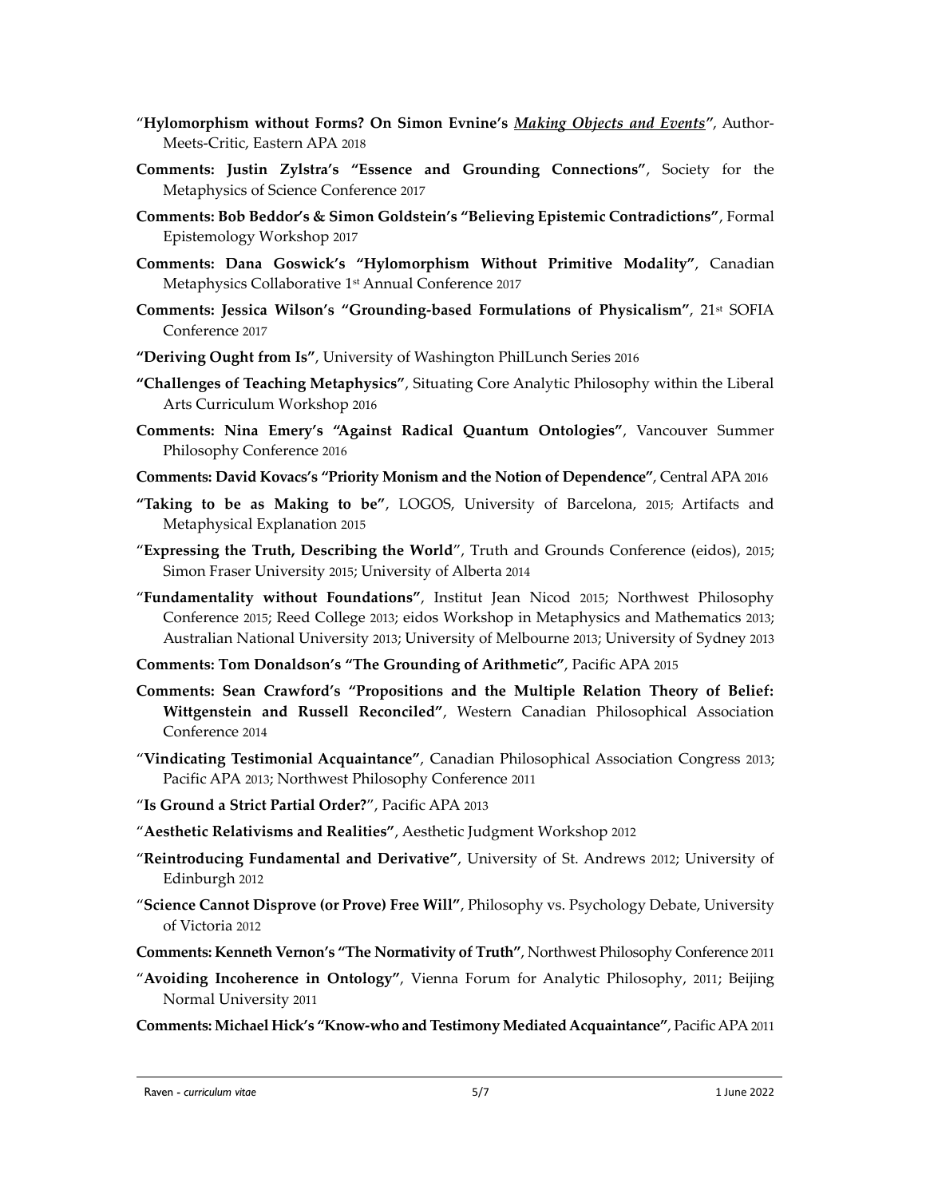"**Hylomorphism without Forms? On Simon Evnine's *Making Objects and Events*"**, Author-Meets-Critic, Eastern APA 2018

**Comments: Justin Zylstra's "Essence and Grounding Connections"**, Society for the Metaphysics of Science Conference 2017

**Comments: Bob Beddor's & Simon Goldstein's "Believing Epistemic Contradictions"**, Formal Epistemology Workshop 2017

**Comments: Dana Goswick's "Hylomorphism Without Primitive Modality"**, Canadian Metaphysics Collaborative 1st Annual Conference 2017

**Comments: Jessica Wilson's "Grounding-based Formulations of Physicalism"**, 21st SOFIA Conference 2017

**"Deriving Ought from Is"**, University of Washington PhilLunch Series 2016

**"Challenges of Teaching Metaphysics"**, Situating Core Analytic Philosophy within the Liberal Arts Curriculum Workshop 2016

**Comments: Nina Emery's "Against Radical Quantum Ontologies"**, Vancouver Summer Philosophy Conference 2016

**Comments: David Kovacs's "Priority Monism and the Notion of Dependence"**, Central APA 2016

**"Taking to be as Making to be"**, LOGOS, University of Barcelona, 2015; Artifacts and Metaphysical Explanation 2015

"**Expressing the Truth, Describing the World**", Truth and Grounds Conference (eidos), 2015; Simon Fraser University 2015; University of Alberta 2014

"**Fundamentality without Foundations"**, Institut Jean Nicod 2015; Northwest Philosophy Conference 2015; Reed College 2013; eidos Workshop in Metaphysics and Mathematics 2013; Australian National University 2013; University of Melbourne 2013; University of Sydney 2013

**Comments: Tom Donaldson's "The Grounding of Arithmetic"**, Pacific APA 2015

**Comments: Sean Crawford's "Propositions and the Multiple Relation Theory of Belief: Wittgenstein and Russell Reconciled"**, Western Canadian Philosophical Association Conference 2014

"**Vindicating Testimonial Acquaintance"**, Canadian Philosophical Association Congress 2013; Pacific APA 2013; Northwest Philosophy Conference 2011

"**Is Ground a Strict Partial Order?**", Pacific APA 2013

"**Aesthetic Relativisms and Realities"**, Aesthetic Judgment Workshop 2012

"**Reintroducing Fundamental and Derivative"**, University of St. Andrews 2012; University of Edinburgh 2012

"**Science Cannot Disprove (or Prove) Free Will"**, Philosophy vs. Psychology Debate, University of Victoria 2012

**Comments: Kenneth Vernon's "The Normativity of Truth"**, Northwest Philosophy Conference 2011

"**Avoiding Incoherence in Ontology"**, Vienna Forum for Analytic Philosophy, 2011; Beijing Normal University 2011

**Comments: Michael Hick's "Know-who and Testimony Mediated Acquaintance"**, Pacific APA 2011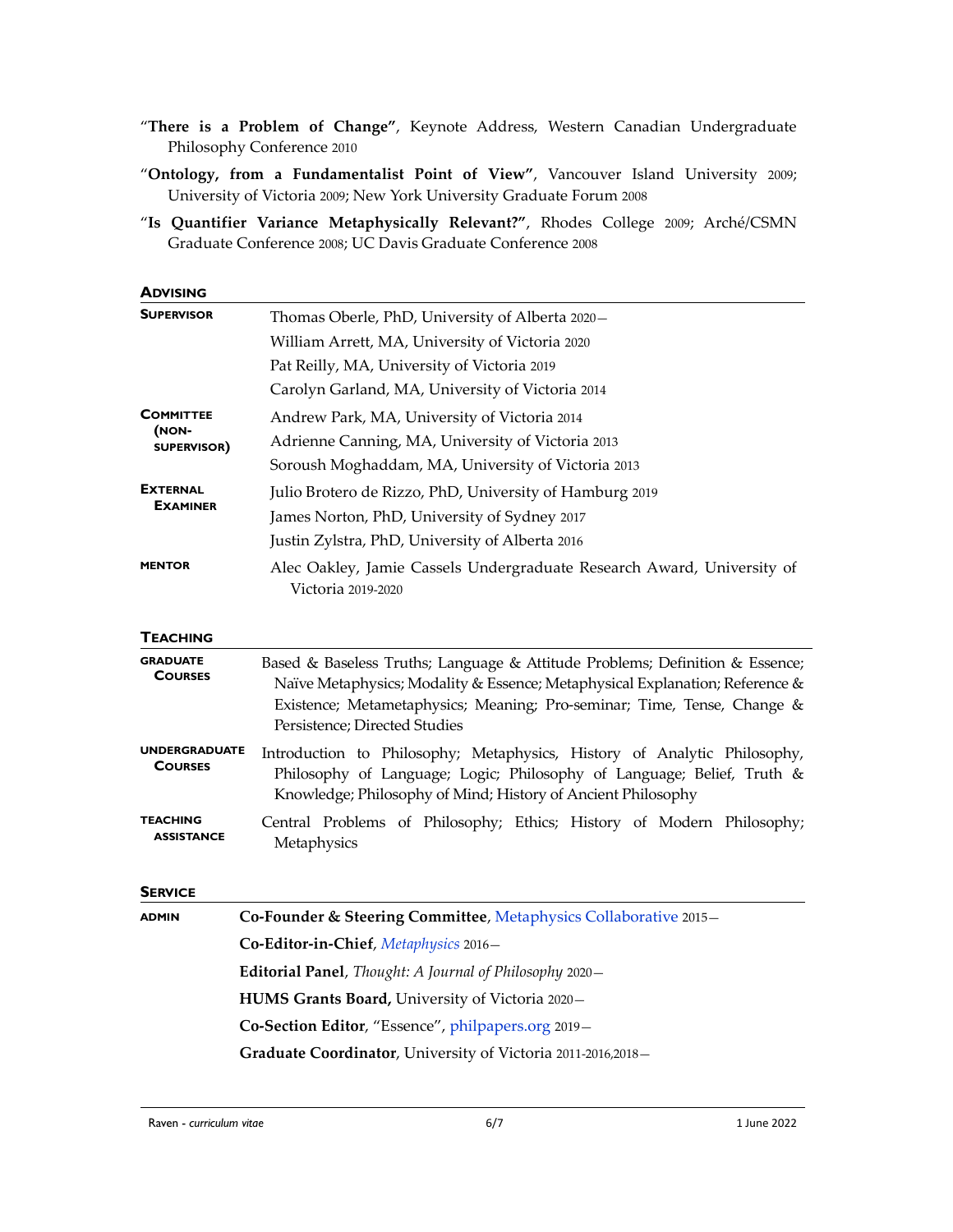"**There is a Problem of Change**", Keynote Address, Western Canadian Undergraduate Philosophy Conference 2010

"**Ontology, from a Fundamentalist Point of View**", Vancouver Island University 2009; University of Victoria 2009; New York University Graduate Forum 2008

"**Is Quantifier Variance Metaphysically Relevant?**", Rhodes College 2009; Arché/CSMN Graduate Conference 2008; UC Davis Graduate Conference 2008

## Advising

**Supervisor**

- Thomas Oberle, PhD, University of Alberta 2020–
- William Arrett, MA, University of Victoria 2020
- Pat Reilly, MA, University of Victoria 2019
- Carolyn Garland, MA, University of Victoria 2014

**Committee (non-supervisor)**

- Andrew Park, MA, University of Victoria 2014
- Adrienne Canning, MA, University of Victoria 2013
- Soroush Moghaddam, MA, University of Victoria 2013

**External Examiner**

- Julio Brotero de Rizzo, PhD, University of Hamburg 2019
- James Norton, PhD, University of Sydney 2017
- Justin Zylstra, PhD, University of Alberta 2016

**Mentor**

- Alec Oakley, Jamie Cassels Undergraduate Research Award, University of Victoria 2019-2020

## Teaching

**Graduate Courses**

Based & Baseless Truths; Language & Attitude Problems; Definition & Essence; Naïve Metaphysics; Modality & Essence; Metaphysical Explanation; Reference & Existence; Metametaphysics; Meaning; Pro-seminar; Time, Tense, Change & Persistence; Directed Studies

**Undergraduate Courses**

Introduction to Philosophy; Metaphysics, History of Analytic Philosophy, Philosophy of Language; Logic; Philosophy of Language; Belief, Truth & Knowledge; Philosophy of Mind; History of Ancient Philosophy

**Teaching Assistance**

Central Problems of Philosophy; Ethics; History of Modern Philosophy; Metaphysics

## Service

**Admin**

- **Co-Founder & Steering Committee**, Metaphysics Collaborative 2015–
- **Co-Editor-in-Chief**, *Metaphysics* 2016–
- **Editorial Panel**, *Thought: A Journal of Philosophy* 2020–
- **HUMS Grants Board,** University of Victoria 2020–
- **Co-Section Editor**, "Essence", philpapers.org 2019–
- **Graduate Coordinator**, University of Victoria 2011-2016,2018–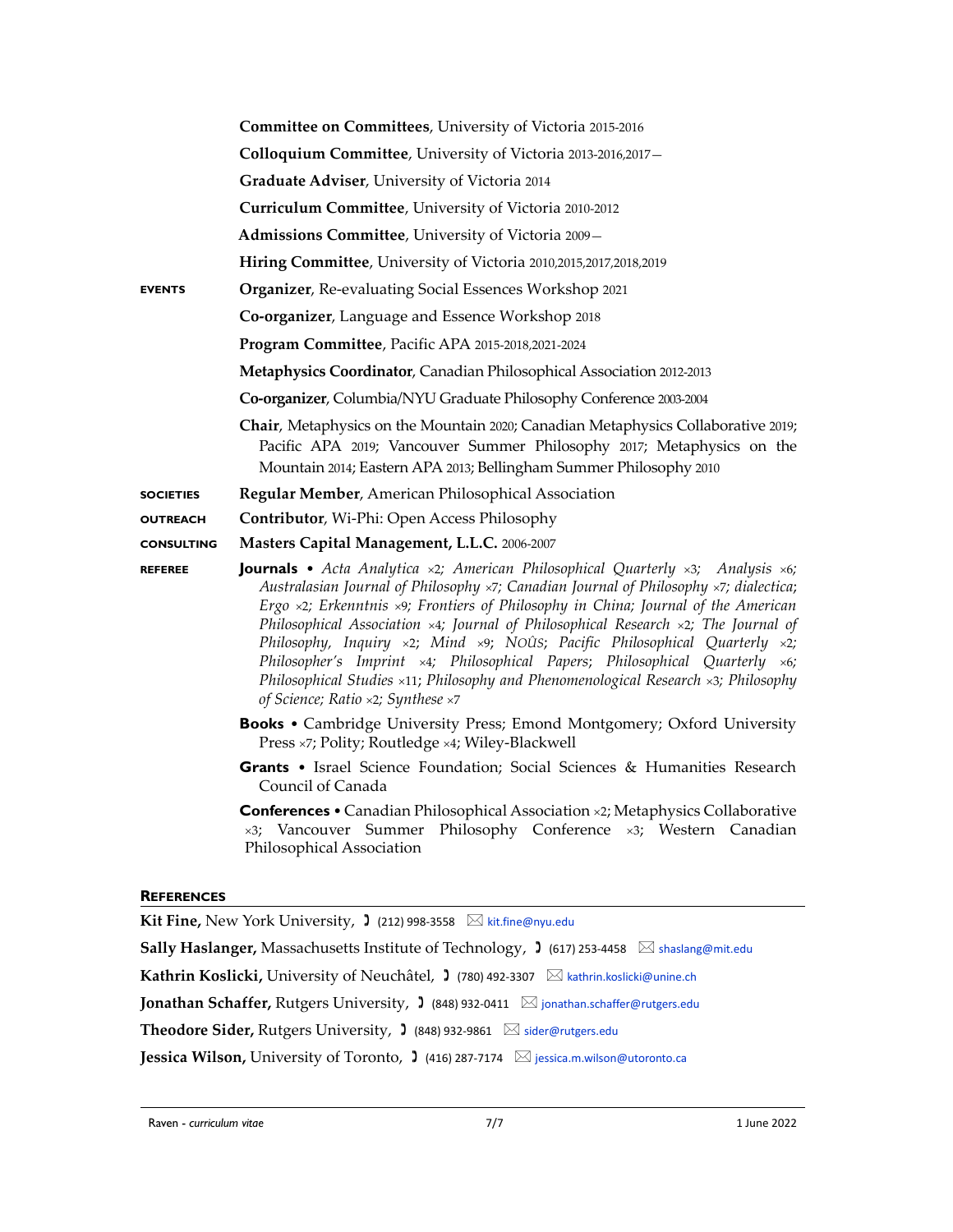**Committee on Committees**, University of Victoria 2015-2016

**Colloquium Committee**, University of Victoria 2013-2016,2017–

**Graduate Adviser**, University of Victoria 2014

**Curriculum Committee**, University of Victoria 2010-2012

**Admissions Committee**, University of Victoria 2009–

**Hiring Committee**, University of Victoria 2010,2015,2017,2018,2019

**EVENTS**

**Organizer**, Re-evaluating Social Essences Workshop 2021

**Co-organizer**, Language and Essence Workshop 2018

**Program Committee**, Pacific APA 2015-2018,2021-2024

**Metaphysics Coordinator**, Canadian Philosophical Association 2012-2013

**Co-organizer**, Columbia/NYU Graduate Philosophy Conference 2003-2004

**Chair**, Metaphysics on the Mountain 2020; Canadian Metaphysics Collaborative 2019; Pacific APA 2019; Vancouver Summer Philosophy 2017; Metaphysics on the Mountain 2014; Eastern APA 2013; Bellingham Summer Philosophy 2010

**SOCIETIES**

**Regular Member**, American Philosophical Association

**OUTREACH**

**Contributor**, Wi-Phi: Open Access Philosophy

**CONSULTING**

**Masters Capital Management, L.L.C.** 2006-2007

**REFEREE**

**Journals** • *Acta Analytica* ×2; *American Philosophical Quarterly* ×3; *Analysis* ×6; *Australasian Journal of Philosophy* ×7; *Canadian Journal of Philosophy* ×7; *dialectica*; *Ergo* ×2; *Erkenntnis* ×9; *Frontiers of Philosophy in China*; *Journal of the American Philosophical Association* ×4; *Journal of Philosophical Research* ×2; *The Journal of Philosophy*, *Inquiry* ×2; *Mind* ×9; *NOÛS*; *Pacific Philosophical Quarterly* ×2; *Philosopher's Imprint* ×4; *Philosophical Papers*; *Philosophical Quarterly* ×6; *Philosophical Studies* ×11; *Philosophy and Phenomenological Research* ×3; *Philosophy of Science*; *Ratio* ×2; *Synthese* ×7

**Books** • Cambridge University Press; Emond Montgomery; Oxford University Press ×7; Polity; Routledge ×4; Wiley-Blackwell

**Grants** • Israel Science Foundation; Social Sciences & Humanities Research Council of Canada

**Conferences** • Canadian Philosophical Association ×2; Metaphysics Collaborative ×3; Vancouver Summer Philosophy Conference ×3; Western Canadian Philosophical Association

## REFERENCES

**Kit Fine,** New York University, (212) 998-3558 kit.fine@nyu.edu

**Sally Haslanger,** Massachusetts Institute of Technology, (617) 253-4458 shaslang@mit.edu

**Kathrin Koslicki,** University of Neuchâtel, (780) 492-3307 kathrin.koslicki@unine.ch

**Jonathan Schaffer,** Rutgers University, (848) 932-0411 jonathan.schaffer@rutgers.edu

**Theodore Sider,** Rutgers University, (848) 932-9861 sider@rutgers.edu

**Jessica Wilson,** University of Toronto, (416) 287-7174 jessica.m.wilson@utoronto.ca